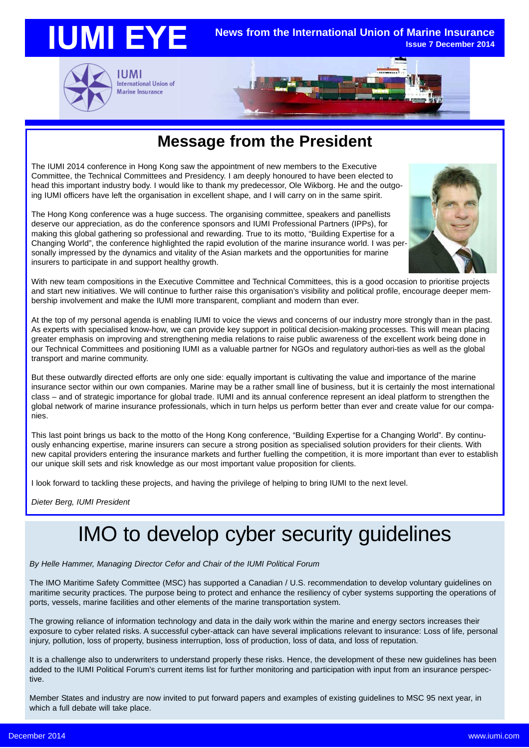# IUMI EYE

**News from the International Union of Marine Insurance**
**Issue 7 December 2014**

IUMI
International Union of Marine Insurance

## Message from the President

The IUMI 2014 conference in Hong Kong saw the appointment of new members to the Executive Committee, the Technical Committees and Presidency. I am deeply honoured to have been elected to head this important industry body. I would like to thank my predecessor, Ole Wikborg. He and the outgoing IUMI officers have left the organisation in excellent shape, and I will carry on in the same spirit.

The Hong Kong conference was a huge success. The organising committee, speakers and panellists deserve our appreciation, as do the conference sponsors and IUMI Professional Partners (IPPs), for making this global gathering so professional and rewarding. True to its motto, "Building Expertise for a Changing World", the conference highlighted the rapid evolution of the marine insurance world. I was personally impressed by the dynamics and vitality of the Asian markets and the opportunities for marine insurers to participate in and support healthy growth.

With new team compositions in the Executive Committee and Technical Committees, this is a good occasion to prioritise projects and start new initiatives. We will continue to further raise this organisation's visibility and political profile, encourage deeper membership involvement and make the IUMI more transparent, compliant and modern than ever.

At the top of my personal agenda is enabling IUMI to voice the views and concerns of our industry more strongly than in the past. As experts with specialised know-how, we can provide key support in political decision-making processes. This will mean placing greater emphasis on improving and strengthening media relations to raise public awareness of the excellent work being done in our Technical Committees and positioning IUMI as a valuable partner for NGOs and regulatory authorities as well as the global transport and marine community.

But these outwardly directed efforts are only one side: equally important is cultivating the value and importance of the marine insurance sector within our own companies. Marine may be a rather small line of business, but it is certainly the most international class – and of strategic importance for global trade. IUMI and its annual conference represent an ideal platform to strengthen the global network of marine insurance professionals, which in turn helps us perform better than ever and create value for our companies.

This last point brings us back to the motto of the Hong Kong conference, "Building Expertise for a Changing World". By continuously enhancing expertise, marine insurers can secure a strong position as specialised solution providers for their clients. With new capital providers entering the insurance markets and further fuelling the competition, it is more important than ever to establish our unique skill sets and risk knowledge as our most important value proposition for clients.

I look forward to tackling these projects, and having the privilege of helping to bring IUMI to the next level.

*Dieter Berg, IUMI President*

# IMO to develop cyber security guidelines

*By Helle Hammer, Managing Director Cefor and Chair of the IUMI Political Forum*

The IMO Maritime Safety Committee (MSC) has supported a Canadian / U.S. recommendation to develop voluntary guidelines on maritime security practices. The purpose being to protect and enhance the resiliency of cyber systems supporting the operations of ports, vessels, marine facilities and other elements of the marine transportation system.

The growing reliance of information technology and data in the daily work within the marine and energy sectors increases their exposure to cyber related risks. A successful cyber-attack can have several implications relevant to insurance: Loss of life, personal injury, pollution, loss of property, business interruption, loss of production, loss of data, and loss of reputation.

It is a challenge also to underwriters to understand properly these risks. Hence, the development of these new guidelines has been added to the IUMI Political Forum's current items list for further monitoring and participation with input from an insurance perspective.

Member States and industry are now invited to put forward papers and examples of existing guidelines to MSC 95 next year, in which a full debate will take place.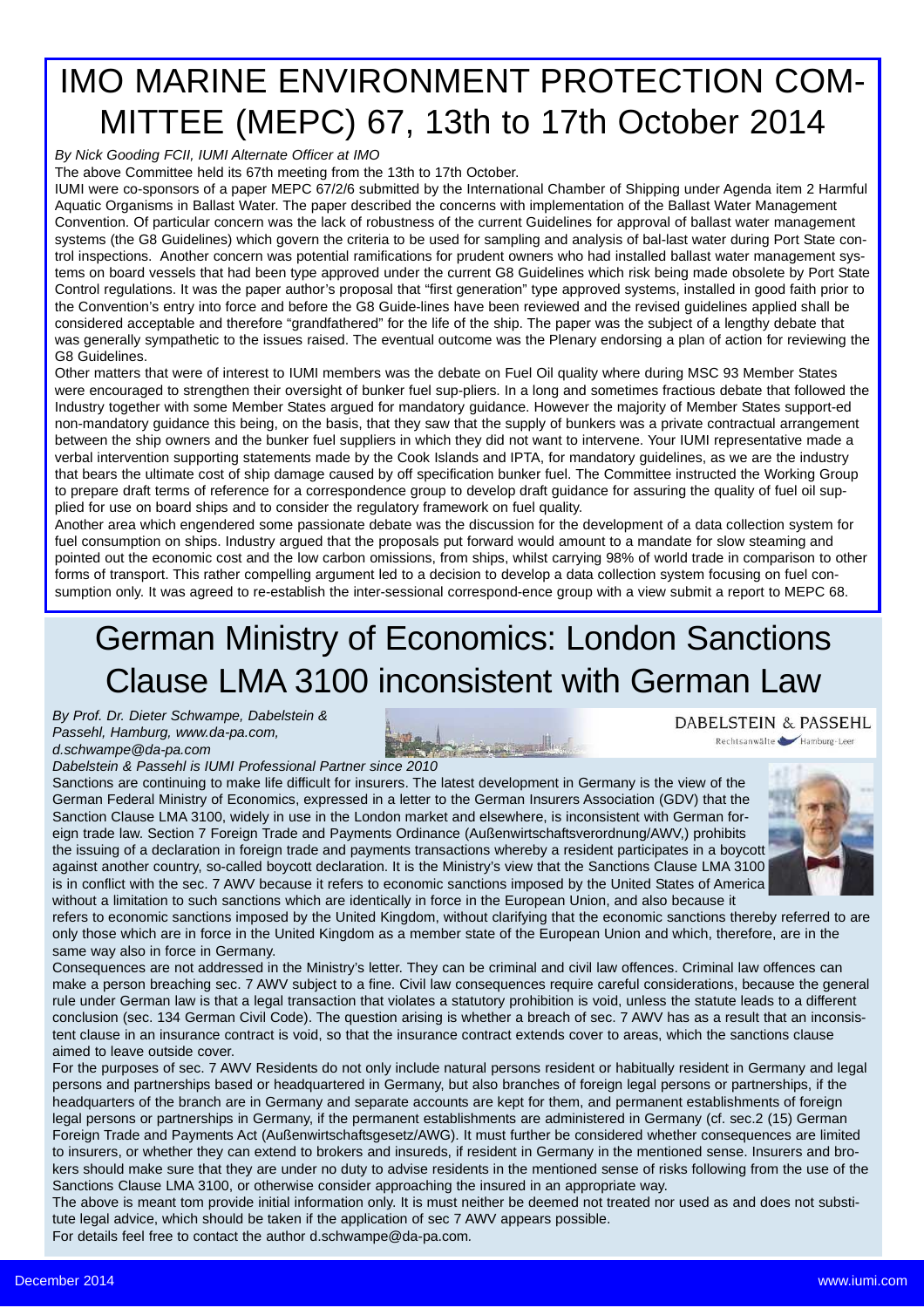# IMO MARINE ENVIRONMENT PROTECTION COMMITTEE (MEPC) 67, 13th to 17th October 2014

*By Nick Gooding FCII, IUMI Alternate Officer at IMO*

The above Committee held its 67th meeting from the 13th to 17th October.

IUMI were co-sponsors of a paper MEPC 67/2/6 submitted by the International Chamber of Shipping under Agenda item 2 Harmful Aquatic Organisms in Ballast Water. The paper described the concerns with implementation of the Ballast Water Management Convention. Of particular concern was the lack of robustness of the current Guidelines for approval of ballast water management systems (the G8 Guidelines) which govern the criteria to be used for sampling and analysis of bal-last water during Port State control inspections. Another concern was potential ramifications for prudent owners who had installed ballast water management systems on board vessels that had been type approved under the current G8 Guidelines which risk being made obsolete by Port State Control regulations. It was the paper author's proposal that "first generation" type approved systems, installed in good faith prior to the Convention's entry into force and before the G8 Guide-lines have been reviewed and the revised guidelines applied shall be considered acceptable and therefore "grandfathered" for the life of the ship. The paper was the subject of a lengthy debate that was generally sympathetic to the issues raised. The eventual outcome was the Plenary endorsing a plan of action for reviewing the G8 Guidelines.

Other matters that were of interest to IUMI members was the debate on Fuel Oil quality where during MSC 93 Member States were encouraged to strengthen their oversight of bunker fuel sup-pliers. In a long and sometimes fractious debate that followed the Industry together with some Member States argued for mandatory guidance. However the majority of Member States support-ed non-mandatory guidance this being, on the basis, that they saw that the supply of bunkers was a private contractual arrangement between the ship owners and the bunker fuel suppliers in which they did not want to intervene. Your IUMI representative made a verbal intervention supporting statements made by the Cook Islands and IPTA, for mandatory guidelines, as we are the industry that bears the ultimate cost of ship damage caused by off specification bunker fuel. The Committee instructed the Working Group to prepare draft terms of reference for a correspondence group to develop draft guidance for assuring the quality of fuel oil supplied for use on board ships and to consider the regulatory framework on fuel quality.

Another area which engendered some passionate debate was the discussion for the development of a data collection system for fuel consumption on ships. Industry argued that the proposals put forward would amount to a mandate for slow steaming and pointed out the economic cost and the low carbon omissions, from ships, whilst carrying 98% of world trade in comparison to other forms of transport. This rather compelling argument led to a decision to develop a data collection system focusing on fuel consumption only. It was agreed to re-establish the inter-sessional correspond-ence group with a view submit a report to MEPC 68.

# German Ministry of Economics: London Sanctions Clause LMA 3100 inconsistent with German Law

*By Prof. Dr. Dieter Schwampe, Dabelstein & Passehl, Hamburg, www.da-pa.com, d.schwampe@da-pa.com*

*Dabelstein & Passehl is IUMI Professional Partner since 2010*

DABELSTEIN & PASSEHL
Rechtsanwälte Hamburg · Leer

Sanctions are continuing to make life difficult for insurers. The latest development in Germany is the view of the German Federal Ministry of Economics, expressed in a letter to the German Insurers Association (GDV) that the Sanction Clause LMA 3100, widely in use in the London market and elsewhere, is inconsistent with German foreign trade law. Section 7 Foreign Trade and Payments Ordinance (Außenwirtschaftsverordnung/AWV,) prohibits the issuing of a declaration in foreign trade and payments transactions whereby a resident participates in a boycott against another country, so-called boycott declaration. It is the Ministry's view that the Sanctions Clause LMA 3100 is in conflict with the sec. 7 AWV because it refers to economic sanctions imposed by the United States of America without a limitation to such sanctions which are identically in force in the European Union, and also because it refers to economic sanctions imposed by the United Kingdom, without clarifying that the economic sanctions thereby referred to are only those which are in force in the United Kingdom as a member state of the European Union and which, therefore, are in the same way also in force in Germany.

Consequences are not addressed in the Ministry's letter. They can be criminal and civil law offences. Criminal law offences can make a person breaching sec. 7 AWV subject to a fine. Civil law consequences require careful considerations, because the general rule under German law is that a legal transaction that violates a statutory prohibition is void, unless the statute leads to a different conclusion (sec. 134 German Civil Code). The question arising is whether a breach of sec. 7 AWV has as a result that an inconsistent clause in an insurance contract is void, so that the insurance contract extends cover to areas, which the sanctions clause aimed to leave outside cover.

For the purposes of sec. 7 AWV Residents do not only include natural persons resident or habitually resident in Germany and legal persons and partnerships based or headquartered in Germany, but also branches of foreign legal persons or partnerships, if the headquarters of the branch are in Germany and separate accounts are kept for them, and permanent establishments of foreign legal persons or partnerships in Germany, if the permanent establishments are administered in Germany (cf. sec.2 (15) German Foreign Trade and Payments Act (Außenwirtschaftsgesetz/AWG). It must further be considered whether consequences are limited to insurers, or whether they can extend to brokers and insureds, if resident in Germany in the mentioned sense. Insurers and brokers should make sure that they are under no duty to advise residents in the mentioned sense of risks following from the use of the Sanctions Clause LMA 3100, or otherwise consider approaching the insured in an appropriate way.

The above is meant tom provide initial information only. It is must neither be deemed not treated nor used as and does not substitute legal advice, which should be taken if the application of sec 7 AWV appears possible.

For details feel free to contact the author d.schwampe@da-pa.com.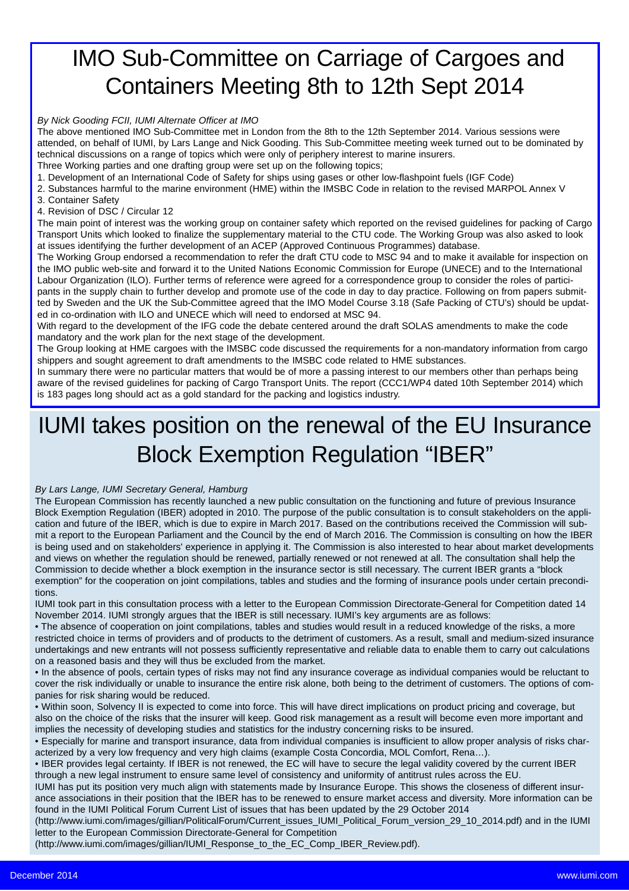# IMO Sub-Committee on Carriage of Cargoes and Containers Meeting 8th to 12th Sept 2014

*By Nick Gooding FCII, IUMI Alternate Officer at IMO*

The above mentioned IMO Sub-Committee met in London from the 8th to the 12th September 2014. Various sessions were attended, on behalf of IUMI, by Lars Lange and Nick Gooding. This Sub-Committee meeting week turned out to be dominated by technical discussions on a range of topics which were only of periphery interest to marine insurers.

Three Working parties and one drafting group were set up on the following topics;

1. Development of an International Code of Safety for ships using gases or other low-flashpoint fuels (IGF Code)
2. Substances harmful to the marine environment (HME) within the IMSBC Code in relation to the revised MARPOL Annex V
3. Container Safety
4. Revision of DSC / Circular 12

The main point of interest was the working group on container safety which reported on the revised guidelines for packing of Cargo Transport Units which looked to finalize the supplementary material to the CTU code. The Working Group was also asked to look at issues identifying the further development of an ACEP (Approved Continuous Programmes) database.

The Working Group endorsed a recommendation to refer the draft CTU code to MSC 94 and to make it available for inspection on the IMO public web-site and forward it to the United Nations Economic Commission for Europe (UNECE) and to the International Labour Organization (ILO). Further terms of reference were agreed for a correspondence group to consider the roles of participants in the supply chain to further develop and promote use of the code in day to day practice. Following on from papers submitted by Sweden and the UK the Sub-Committee agreed that the IMO Model Course 3.18 (Safe Packing of CTU's) should be updated in co-ordination with ILO and UNECE which will need to endorsed at MSC 94.

With regard to the development of the IFG code the debate centered around the draft SOLAS amendments to make the code mandatory and the work plan for the next stage of the development.

The Group looking at HME cargoes with the IMSBC code discussed the requirements for a non-mandatory information from cargo shippers and sought agreement to draft amendments to the IMSBC code related to HME substances.

In summary there were no particular matters that would be of more a passing interest to our members other than perhaps being aware of the revised guidelines for packing of Cargo Transport Units. The report (CCC1/WP4 dated 10th September 2014) which is 183 pages long should act as a gold standard for the packing and logistics industry.

# IUMI takes position on the renewal of the EU Insurance Block Exemption Regulation "IBER"

*By Lars Lange, IUMI Secretary General, Hamburg*

The European Commission has recently launched a new public consultation on the functioning and future of previous Insurance Block Exemption Regulation (IBER) adopted in 2010. The purpose of the public consultation is to consult stakeholders on the application and future of the IBER, which is due to expire in March 2017. Based on the contributions received the Commission will submit a report to the European Parliament and the Council by the end of March 2016. The Commission is consulting on how the IBER is being used and on stakeholders' experience in applying it. The Commission is also interested to hear about market developments and views on whether the regulation should be renewed, partially renewed or not renewed at all. The consultation shall help the Commission to decide whether a block exemption in the insurance sector is still necessary. The current IBER grants a "block exemption" for the cooperation on joint compilations, tables and studies and the forming of insurance pools under certain preconditions.

IUMI took part in this consultation process with a letter to the European Commission Directorate-General for Competition dated 14 November 2014. IUMI strongly argues that the IBER is still necessary. IUMI's key arguments are as follows:

- The absence of cooperation on joint compilations, tables and studies would result in a reduced knowledge of the risks, a more restricted choice in terms of providers and of products to the detriment of customers. As a result, small and medium-sized insurance undertakings and new entrants will not possess sufficiently representative and reliable data to enable them to carry out calculations on a reasoned basis and they will thus be excluded from the market.
- In the absence of pools, certain types of risks may not find any insurance coverage as individual companies would be reluctant to cover the risk individually or unable to insurance the entire risk alone, both being to the detriment of customers. The options of companies for risk sharing would be reduced.
- Within soon, Solvency II is expected to come into force. This will have direct implications on product pricing and coverage, but also on the choice of the risks that the insurer will keep. Good risk management as a result will become even more important and implies the necessity of developing studies and statistics for the industry concerning risks to be insured.
- Especially for marine and transport insurance, data from individual companies is insufficient to allow proper analysis of risks characterized by a very low frequency and very high claims (example Costa Concordia, MOL Comfort, Rena…).
- IBER provides legal certainty. If IBER is not renewed, the EC will have to secure the legal validity covered by the current IBER through a new legal instrument to ensure same level of consistency and uniformity of antitrust rules across the EU.

IUMI has put its position very much align with statements made by Insurance Europe. This shows the closeness of different insurance associations in their position that the IBER has to be renewed to ensure market access and diversity. More information can be found in the IUMI Political Forum Current List of issues that has been updated by the 29 October 2014 (http://www.iumi.com/images/gillian/PoliticalForum/Current_issues_IUMI_Political_Forum_version_29_10_2014.pdf) and in the IUMI letter to the European Commission Directorate-General for Competition (http://www.iumi.com/images/gillian/IUMI_Response_to_the_EC_Comp_IBER_Review.pdf).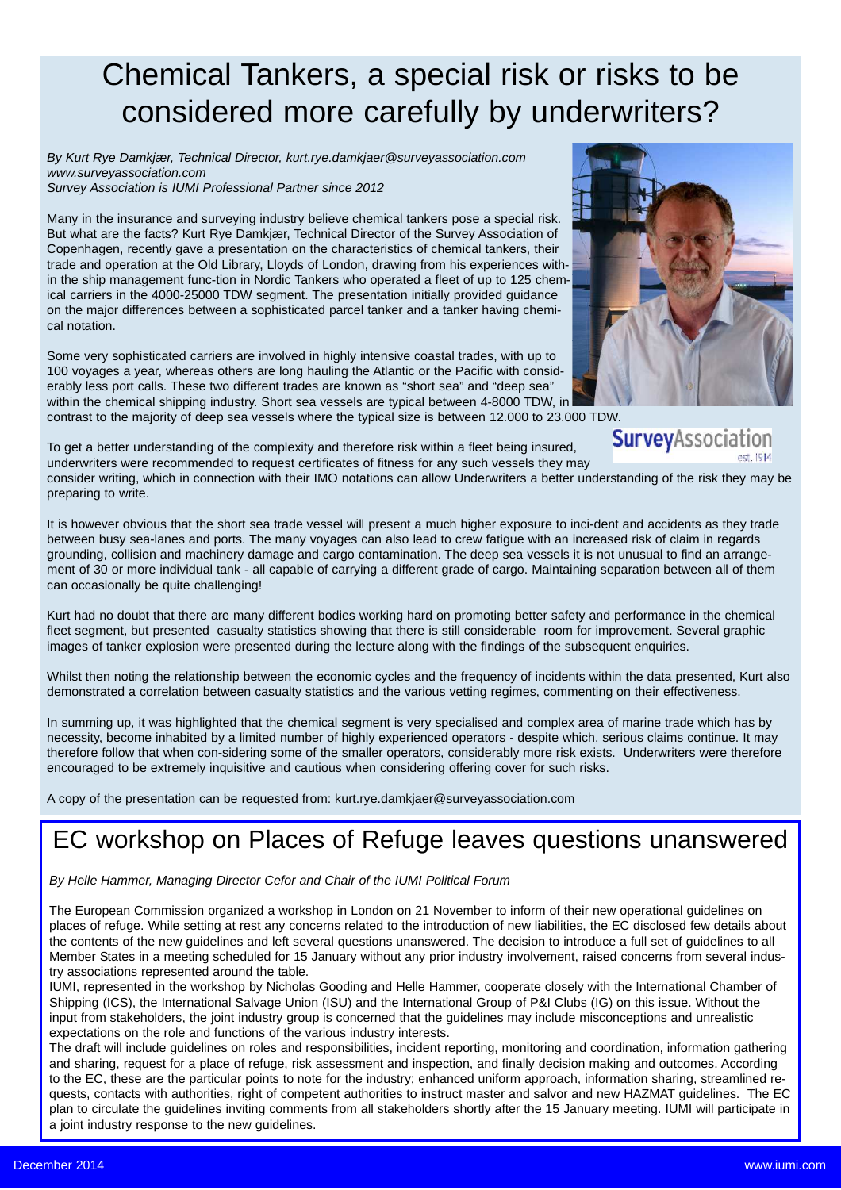# Chemical Tankers, a special risk or risks to be considered more carefully by underwriters?

*By Kurt Rye Damkjær, Technical Director, kurt.rye.damkjaer@surveyassociation.com*
*www.surveyassociation.com*
*Survey Association is IUMI Professional Partner since 2012*

Many in the insurance and surveying industry believe chemical tankers pose a special risk. But what are the facts? Kurt Rye Damkjær, Technical Director of the Survey Association of Copenhagen, recently gave a presentation on the characteristics of chemical tankers, their trade and operation at the Old Library, Lloyds of London, drawing from his experiences within the ship management func-tion in Nordic Tankers who operated a fleet of up to 125 chemical carriers in the 4000-25000 TDW segment. The presentation initially provided guidance on the major differences between a sophisticated parcel tanker and a tanker having chemical notation.

Some very sophisticated carriers are involved in highly intensive coastal trades, with up to 100 voyages a year, whereas others are long hauling the Atlantic or the Pacific with considerably less port calls. These two different trades are known as "short sea" and "deep sea" within the chemical shipping industry. Short sea vessels are typical between 4-8000 TDW, in contrast to the majority of deep sea vessels where the typical size is between 12.000 to 23.000 TDW.

To get a better understanding of the complexity and therefore risk within a fleet being insured, underwriters were recommended to request certificates of fitness for any such vessels they may consider writing, which in connection with their IMO notations can allow Underwriters a better understanding of the risk they may be preparing to write.

It is however obvious that the short sea trade vessel will present a much higher exposure to inci-dent and accidents as they trade between busy sea-lanes and ports. The many voyages can also lead to crew fatigue with an increased risk of claim in regards grounding, collision and machinery damage and cargo contamination. The deep sea vessels it is not unusual to find an arrangement of 30 or more individual tank - all capable of carrying a different grade of cargo. Maintaining separation between all of them can occasionally be quite challenging!

Kurt had no doubt that there are many different bodies working hard on promoting better safety and performance in the chemical fleet segment, but presented casualty statistics showing that there is still considerable room for improvement. Several graphic images of tanker explosion were presented during the lecture along with the findings of the subsequent enquiries.

Whilst then noting the relationship between the economic cycles and the frequency of incidents within the data presented, Kurt also demonstrated a correlation between casualty statistics and the various vetting regimes, commenting on their effectiveness.

In summing up, it was highlighted that the chemical segment is very specialised and complex area of marine trade which has by necessity, become inhabited by a limited number of highly experienced operators - despite which, serious claims continue. It may therefore follow that when con-sidering some of the smaller operators, considerably more risk exists. Underwriters were therefore encouraged to be extremely inquisitive and cautious when considering offering cover for such risks.

A copy of the presentation can be requested from: kurt.rye.damkjaer@surveyassociation.com

# EC workshop on Places of Refuge leaves questions unanswered

*By Helle Hammer, Managing Director Cefor and Chair of the IUMI Political Forum*

The European Commission organized a workshop in London on 21 November to inform of their new operational guidelines on places of refuge. While setting at rest any concerns related to the introduction of new liabilities, the EC disclosed few details about the contents of the new guidelines and left several questions unanswered. The decision to introduce a full set of guidelines to all Member States in a meeting scheduled for 15 January without any prior industry involvement, raised concerns from several industry associations represented around the table.

IUMI, represented in the workshop by Nicholas Gooding and Helle Hammer, cooperate closely with the International Chamber of Shipping (ICS), the International Salvage Union (ISU) and the International Group of P&I Clubs (IG) on this issue. Without the input from stakeholders, the joint industry group is concerned that the guidelines may include misconceptions and unrealistic expectations on the role and functions of the various industry interests.

The draft will include guidelines on roles and responsibilities, incident reporting, monitoring and coordination, information gathering and sharing, request for a place of refuge, risk assessment and inspection, and finally decision making and outcomes. According to the EC, these are the particular points to note for the industry; enhanced uniform approach, information sharing, streamlined requests, contacts with authorities, right of competent authorities to instruct master and salvor and new HAZMAT guidelines. The EC plan to circulate the guidelines inviting comments from all stakeholders shortly after the 15 January meeting. IUMI will participate in a joint industry response to the new guidelines.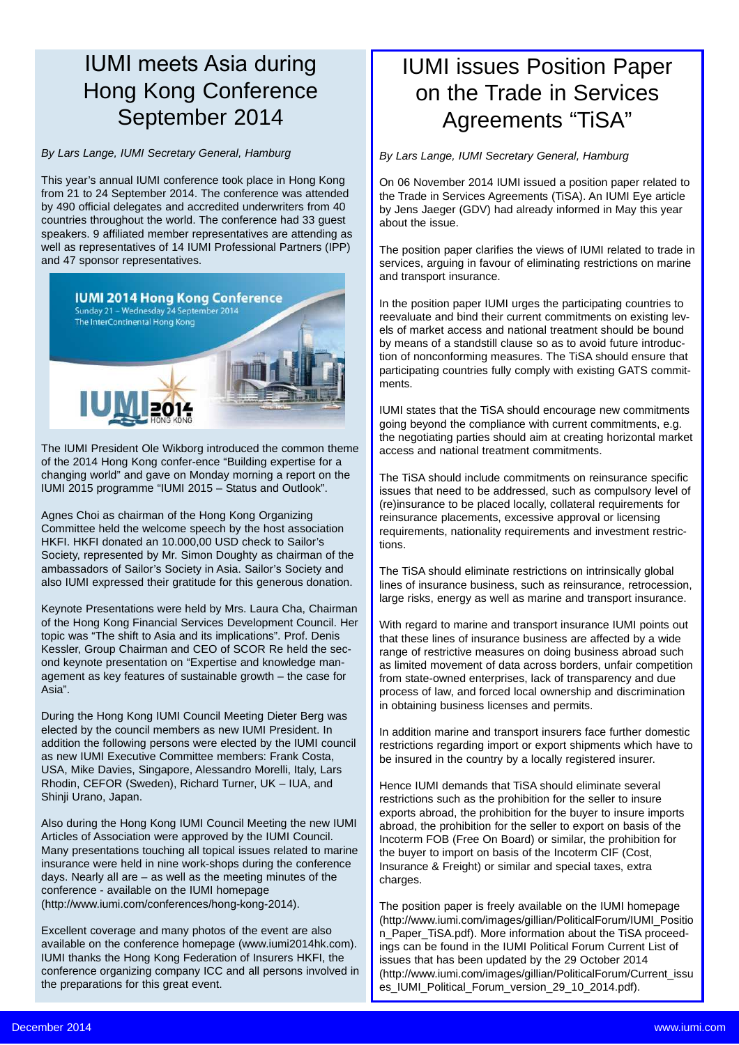# IUMI meets Asia during Hong Kong Conference September 2014

*By Lars Lange, IUMI Secretary General, Hamburg*

This year's annual IUMI conference took place in Hong Kong from 21 to 24 September 2014. The conference was attended by 490 official delegates and accredited underwriters from 40 countries throughout the world. The conference had 33 guest speakers. 9 affiliated member representatives are attending as well as representatives of 14 IUMI Professional Partners (IPP) and 47 sponsor representatives.

The IUMI President Ole Wikborg introduced the common theme of the 2014 Hong Kong confer-ence "Building expertise for a changing world" and gave on Monday morning a report on the IUMI 2015 programme "IUMI 2015 – Status and Outlook".

Agnes Choi as chairman of the Hong Kong Organizing Committee held the welcome speech by the host association HKFI. HKFI donated an 10.000,00 USD check to Sailor's Society, represented by Mr. Simon Doughty as chairman of the ambassadors of Sailor's Society in Asia. Sailor's Society and also IUMI expressed their gratitude for this generous donation.

Keynote Presentations were held by Mrs. Laura Cha, Chairman of the Hong Kong Financial Services Development Council. Her topic was "The shift to Asia and its implications". Prof. Denis Kessler, Group Chairman and CEO of SCOR Re held the second keynote presentation on "Expertise and knowledge management as key features of sustainable growth – the case for Asia".

During the Hong Kong IUMI Council Meeting Dieter Berg was elected by the council members as new IUMI President. In addition the following persons were elected by the IUMI council as new IUMI Executive Committee members: Frank Costa, USA, Mike Davies, Singapore, Alessandro Morelli, Italy, Lars Rhodin, CEFOR (Sweden), Richard Turner, UK – IUA, and Shinji Urano, Japan.

Also during the Hong Kong IUMI Council Meeting the new IUMI Articles of Association were approved by the IUMI Council. Many presentations touching all topical issues related to marine insurance were held in nine work-shops during the conference days. Nearly all are – as well as the meeting minutes of the conference - available on the IUMI homepage (http://www.iumi.com/conferences/hong-kong-2014).

Excellent coverage and many photos of the event are also available on the conference homepage (www.iumi2014hk.com). IUMI thanks the Hong Kong Federation of Insurers HKFI, the conference organizing company ICC and all persons involved in the preparations for this great event.

# IUMI issues Position Paper on the Trade in Services Agreements "TiSA"

*By Lars Lange, IUMI Secretary General, Hamburg*

On 06 November 2014 IUMI issued a position paper related to the Trade in Services Agreements (TiSA). An IUMI Eye article by Jens Jaeger (GDV) had already informed in May this year about the issue.

The position paper clarifies the views of IUMI related to trade in services, arguing in favour of eliminating restrictions on marine and transport insurance.

In the position paper IUMI urges the participating countries to reevaluate and bind their current commitments on existing levels of market access and national treatment should be bound by means of a standstill clause so as to avoid future introduction of nonconforming measures. The TiSA should ensure that participating countries fully comply with existing GATS commitments.

IUMI states that the TiSA should encourage new commitments going beyond the compliance with current commitments, e.g. the negotiating parties should aim at creating horizontal market access and national treatment commitments.

The TiSA should include commitments on reinsurance specific issues that need to be addressed, such as compulsory level of (re)insurance to be placed locally, collateral requirements for reinsurance placements, excessive approval or licensing requirements, nationality requirements and investment restrictions.

The TiSA should eliminate restrictions on intrinsically global lines of insurance business, such as reinsurance, retrocession, large risks, energy as well as marine and transport insurance.

With regard to marine and transport insurance IUMI points out that these lines of insurance business are affected by a wide range of restrictive measures on doing business abroad such as limited movement of data across borders, unfair competition from state-owned enterprises, lack of transparency and due process of law, and forced local ownership and discrimination in obtaining business licenses and permits.

In addition marine and transport insurers face further domestic restrictions regarding import or export shipments which have to be insured in the country by a locally registered insurer.

Hence IUMI demands that TiSA should eliminate several restrictions such as the prohibition for the seller to insure exports abroad, the prohibition for the buyer to insure imports abroad, the prohibition for the seller to export on basis of the Incoterm FOB (Free On Board) or similar, the prohibition for the buyer to import on basis of the Incoterm CIF (Cost, Insurance & Freight) or similar and special taxes, extra charges.

The position paper is freely available on the IUMI homepage (http://www.iumi.com/images/gillian/PoliticalForum/IUMI_Position_Paper_TiSA.pdf). More information about the TiSA proceedings can be found in the IUMI Political Forum Current List of issues that has been updated by the 29 October 2014 (http://www.iumi.com/images/gillian/PoliticalForum/Current_issues_IUMI_Political_Forum_version_29_10_2014.pdf).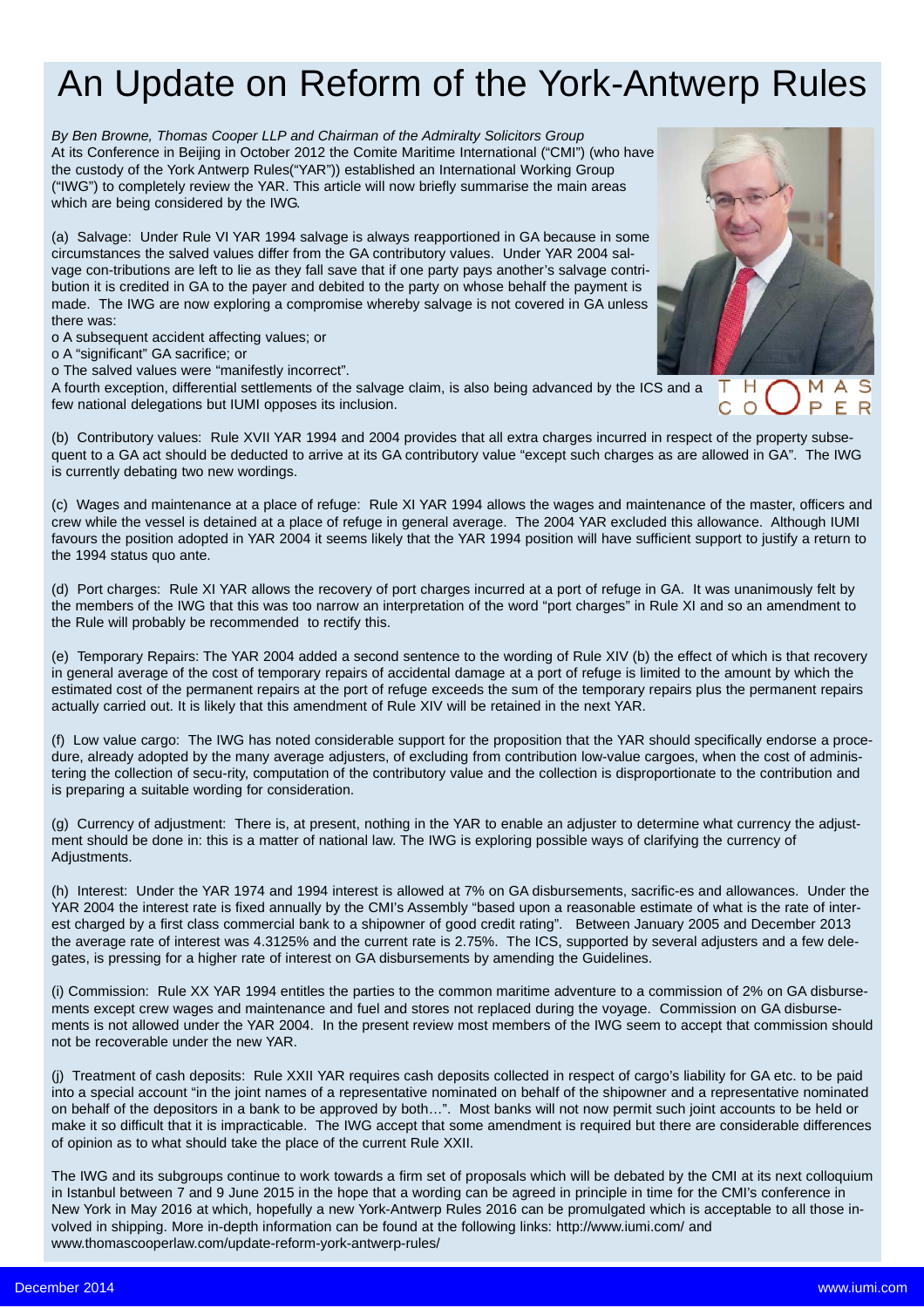# An Update on Reform of the York-Antwerp Rules

*By Ben Browne, Thomas Cooper LLP and Chairman of the Admiralty Solicitors Group*

At its Conference in Beijing in October 2012 the Comite Maritime International ("CMI") (who have the custody of the York Antwerp Rules("YAR")) established an International Working Group ("IWG") to completely review the YAR. This article will now briefly summarise the main areas which are being considered by the IWG.

(a) Salvage: Under Rule VI YAR 1994 salvage is always reapportioned in GA because in some circumstances the salved values differ from the GA contributory values. Under YAR 2004 salvage con-tributions are left to lie as they fall save that if one party pays another's salvage contribution it is credited in GA to the payer and debited to the party on whose behalf the payment is made. The IWG are now exploring a compromise whereby salvage is not covered in GA unless there was:

- A subsequent accident affecting values; or
- A "significant" GA sacrifice; or
- The salved values were "manifestly incorrect".

A fourth exception, differential settlements of the salvage claim, is also being advanced by the ICS and a few national delegations but IUMI opposes its inclusion.

(b) Contributory values: Rule XVII YAR 1994 and 2004 provides that all extra charges incurred in respect of the property subsequent to a GA act should be deducted to arrive at its GA contributory value "except such charges as are allowed in GA". The IWG is currently debating two new wordings.

(c) Wages and maintenance at a place of refuge: Rule XI YAR 1994 allows the wages and maintenance of the master, officers and crew while the vessel is detained at a place of refuge in general average. The 2004 YAR excluded this allowance. Although IUMI favours the position adopted in YAR 2004 it seems likely that the YAR 1994 position will have sufficient support to justify a return to the 1994 status quo ante.

(d) Port charges: Rule XI YAR allows the recovery of port charges incurred at a port of refuge in GA. It was unanimously felt by the members of the IWG that this was too narrow an interpretation of the word "port charges" in Rule XI and so an amendment to the Rule will probably be recommended to rectify this.

(e) Temporary Repairs: The YAR 2004 added a second sentence to the wording of Rule XIV (b) the effect of which is that recovery in general average of the cost of temporary repairs of accidental damage at a port of refuge is limited to the amount by which the estimated cost of the permanent repairs at the port of refuge exceeds the sum of the temporary repairs plus the permanent repairs actually carried out. It is likely that this amendment of Rule XIV will be retained in the next YAR.

(f) Low value cargo: The IWG has noted considerable support for the proposition that the YAR should specifically endorse a procedure, already adopted by the many average adjusters, of excluding from contribution low-value cargoes, when the cost of administering the collection of secu-rity, computation of the contributory value and the collection is disproportionate to the contribution and is preparing a suitable wording for consideration.

(g) Currency of adjustment: There is, at present, nothing in the YAR to enable an adjuster to determine what currency the adjustment should be done in: this is a matter of national law. The IWG is exploring possible ways of clarifying the currency of Adjustments.

(h) Interest: Under the YAR 1974 and 1994 interest is allowed at 7% on GA disbursements, sacrific-es and allowances. Under the YAR 2004 the interest rate is fixed annually by the CMI's Assembly "based upon a reasonable estimate of what is the rate of interest charged by a first class commercial bank to a shipowner of good credit rating". Between January 2005 and December 2013 the average rate of interest was 4.3125% and the current rate is 2.75%. The ICS, supported by several adjusters and a few delegates, is pressing for a higher rate of interest on GA disbursements by amending the Guidelines.

(i) Commission: Rule XX YAR 1994 entitles the parties to the common maritime adventure to a commission of 2% on GA disbursements except crew wages and maintenance and fuel and stores not replaced during the voyage. Commission on GA disbursements is not allowed under the YAR 2004. In the present review most members of the IWG seem to accept that commission should not be recoverable under the new YAR.

(j) Treatment of cash deposits: Rule XXII YAR requires cash deposits collected in respect of cargo's liability for GA etc. to be paid into a special account "in the joint names of a representative nominated on behalf of the shipowner and a representative nominated on behalf of the depositors in a bank to be approved by both…". Most banks will not now permit such joint accounts to be held or make it so difficult that it is impracticable. The IWG accept that some amendment is required but there are considerable differences of opinion as to what should take the place of the current Rule XXII.

The IWG and its subgroups continue to work towards a firm set of proposals which will be debated by the CMI at its next colloquium in Istanbul between 7 and 9 June 2015 in the hope that a wording can be agreed in principle in time for the CMI's conference in New York in May 2016 at which, hopefully a new York-Antwerp Rules 2016 can be promulgated which is acceptable to all those involved in shipping. More in-depth information can be found at the following links: http://www.iumi.com/ and www.thomascooperlaw.com/update-reform-york-antwerp-rules/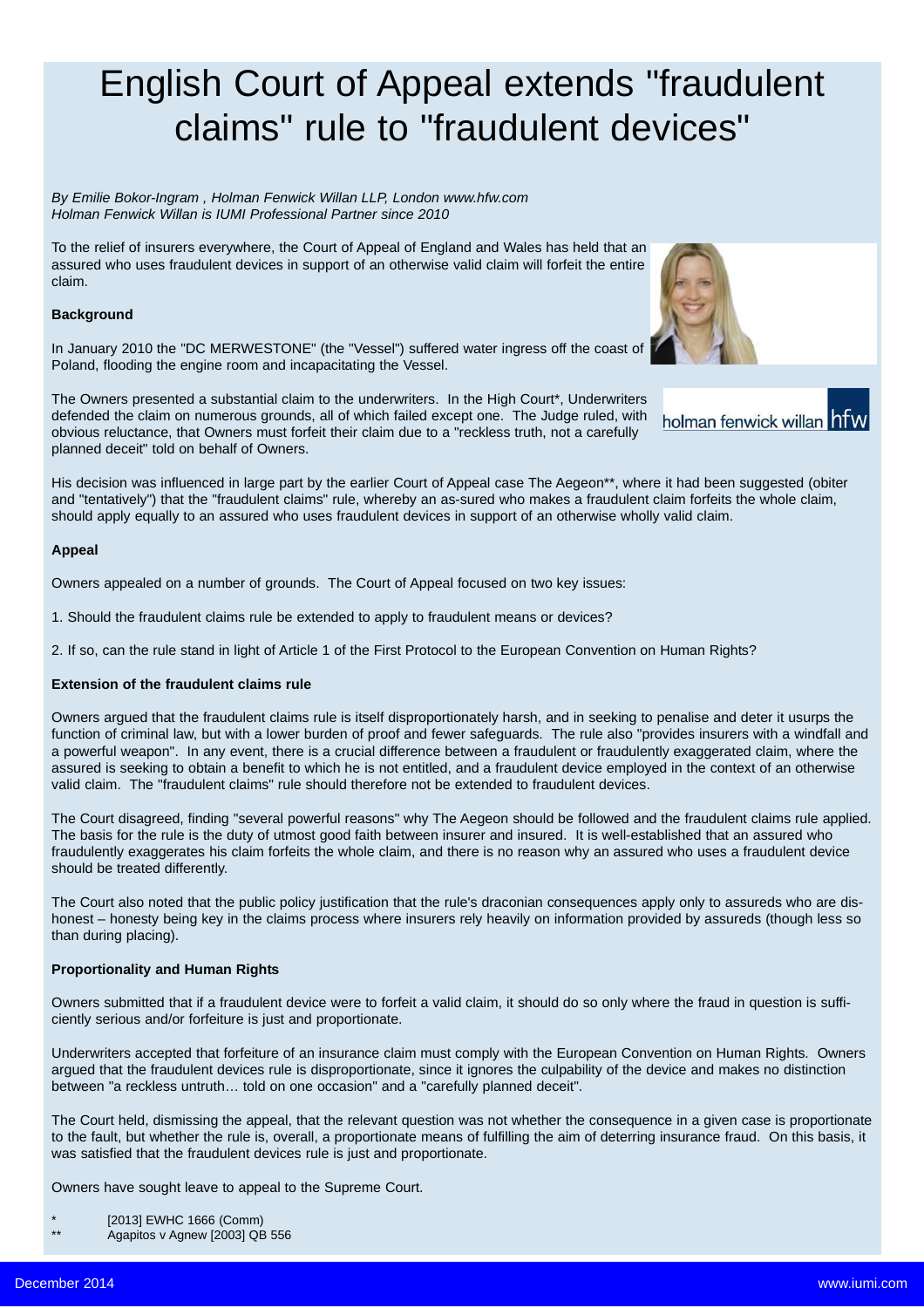# English Court of Appeal extends "fraudulent claims" rule to "fraudulent devices"

*By Emilie Bokor-Ingram , Holman Fenwick Willan LLP, London www.hfw.com*
*Holman Fenwick Willan is IUMI Professional Partner since 2010*

To the relief of insurers everywhere, the Court of Appeal of England and Wales has held that an assured who uses fraudulent devices in support of an otherwise valid claim will forfeit the entire claim.

**Background**

In January 2010 the "DC MERWESTONE" (the "Vessel") suffered water ingress off the coast of Poland, flooding the engine room and incapacitating the Vessel.

The Owners presented a substantial claim to the underwriters. In the High Court*, Underwriters defended the claim on numerous grounds, all of which failed except one. The Judge ruled, with obvious reluctance, that Owners must forfeit their claim due to a "reckless truth, not a carefully planned deceit" told on behalf of Owners.

His decision was influenced in large part by the earlier Court of Appeal case The Aegeon**, where it had been suggested (obiter and "tentatively") that the "fraudulent claims" rule, whereby an as-sured who makes a fraudulent claim forfeits the whole claim, should apply equally to an assured who uses fraudulent devices in support of an otherwise wholly valid claim.

**Appeal**

Owners appealed on a number of grounds. The Court of Appeal focused on two key issues:

1. Should the fraudulent claims rule be extended to apply to fraudulent means or devices?

2. If so, can the rule stand in light of Article 1 of the First Protocol to the European Convention on Human Rights?

**Extension of the fraudulent claims rule**

Owners argued that the fraudulent claims rule is itself disproportionately harsh, and in seeking to penalise and deter it usurps the function of criminal law, but with a lower burden of proof and fewer safeguards. The rule also "provides insurers with a windfall and a powerful weapon". In any event, there is a crucial difference between a fraudulent or fraudulently exaggerated claim, where the assured is seeking to obtain a benefit to which he is not entitled, and a fraudulent device employed in the context of an otherwise valid claim. The "fraudulent claims" rule should therefore not be extended to fraudulent devices.

The Court disagreed, finding "several powerful reasons" why The Aegeon should be followed and the fraudulent claims rule applied. The basis for the rule is the duty of utmost good faith between insurer and insured. It is well-established that an assured who fraudulently exaggerates his claim forfeits the whole claim, and there is no reason why an assured who uses a fraudulent device should be treated differently.

The Court also noted that the public policy justification that the rule's draconian consequences apply only to assureds who are dis-honest – honesty being key in the claims process where insurers rely heavily on information provided by assureds (though less so than during placing).

**Proportionality and Human Rights**

Owners submitted that if a fraudulent device were to forfeit a valid claim, it should do so only where the fraud in question is suffi-ciently serious and/or forfeiture is just and proportionate.

Underwriters accepted that forfeiture of an insurance claim must comply with the European Convention on Human Rights. Owners argued that the fraudulent devices rule is disproportionate, since it ignores the culpability of the device and makes no distinction between "a reckless untruth… told on one occasion" and a "carefully planned deceit".

The Court held, dismissing the appeal, that the relevant question was not whether the consequence in a given case is proportionate to the fault, but whether the rule is, overall, a proportionate means of fulfilling the aim of deterring insurance fraud. On this basis, it was satisfied that the fraudulent devices rule is just and proportionate.

Owners have sought leave to appeal to the Supreme Court.

\* [2013] EWHC 1666 (Comm)
\*\* Agapitos v Agnew [2003] QB 556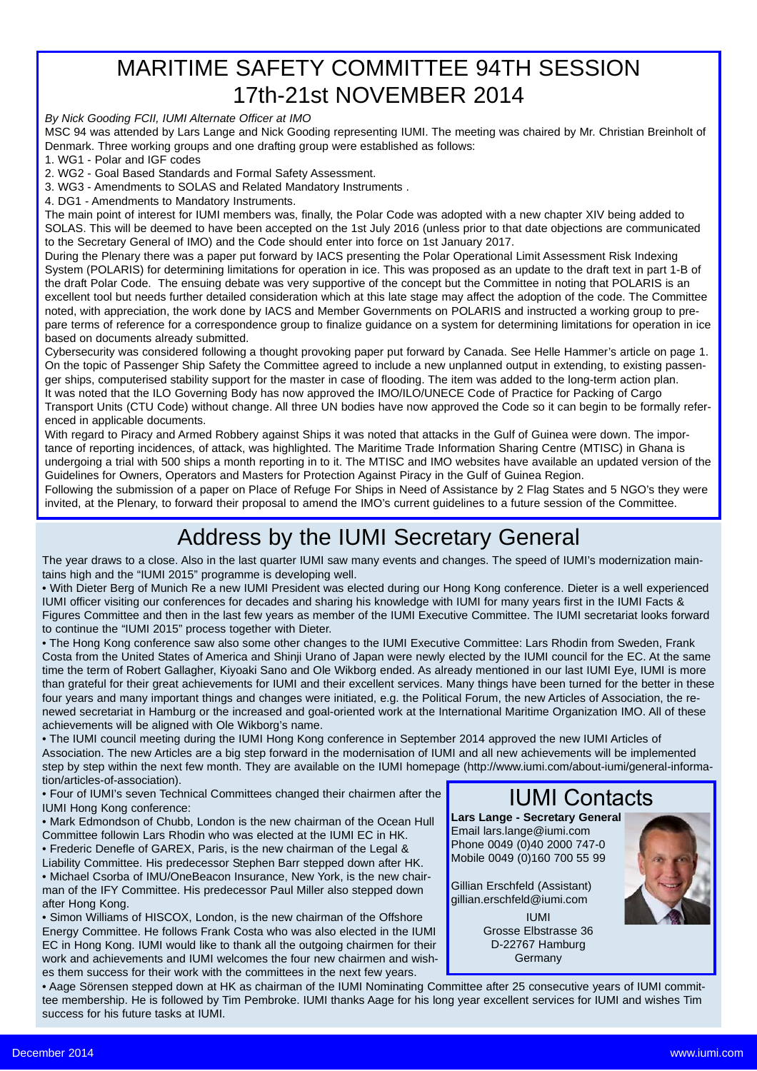# MARITIME SAFETY COMMITTEE 94TH SESSION 17th-21st NOVEMBER 2014

*By Nick Gooding FCII, IUMI Alternate Officer at IMO*

MSC 94 was attended by Lars Lange and Nick Gooding representing IUMI. The meeting was chaired by Mr. Christian Breinholt of Denmark. Three working groups and one drafting group were established as follows:

1. WG1 - Polar and IGF codes
2. WG2 - Goal Based Standards and Formal Safety Assessment.
3. WG3 - Amendments to SOLAS and Related Mandatory Instruments .
4. DG1 - Amendments to Mandatory Instruments.

The main point of interest for IUMI members was, finally, the Polar Code was adopted with a new chapter XIV being added to SOLAS. This will be deemed to have been accepted on the 1st July 2016 (unless prior to that date objections are communicated to the Secretary General of IMO) and the Code should enter into force on 1st January 2017.

During the Plenary there was a paper put forward by IACS presenting the Polar Operational Limit Assessment Risk Indexing System (POLARIS) for determining limitations for operation in ice. This was proposed as an update to the draft text in part 1-B of the draft Polar Code. The ensuing debate was very supportive of the concept but the Committee in noting that POLARIS is an excellent tool but needs further detailed consideration which at this late stage may affect the adoption of the code. The Committee noted, with appreciation, the work done by IACS and Member Governments on POLARIS and instructed a working group to prepare terms of reference for a correspondence group to finalize guidance on a system for determining limitations for operation in ice based on documents already submitted.

Cybersecurity was considered following a thought provoking paper put forward by Canada. See Helle Hammer's article on page 1.

On the topic of Passenger Ship Safety the Committee agreed to include a new unplanned output in extending, to existing passenger ships, computerised stability support for the master in case of flooding. The item was added to the long-term action plan.

It was noted that the ILO Governing Body has now approved the IMO/ILO/UNECE Code of Practice for Packing of Cargo Transport Units (CTU Code) without change. All three UN bodies have now approved the Code so it can begin to be formally referenced in applicable documents.

With regard to Piracy and Armed Robbery against Ships it was noted that attacks in the Gulf of Guinea were down. The importance of reporting incidences, of attack, was highlighted. The Maritime Trade Information Sharing Centre (MTISC) in Ghana is undergoing a trial with 500 ships a month reporting in to it. The MTISC and IMO websites have available an updated version of the Guidelines for Owners, Operators and Masters for Protection Against Piracy in the Gulf of Guinea Region.

Following the submission of a paper on Place of Refuge For Ships in Need of Assistance by 2 Flag States and 5 NGO's they were invited, at the Plenary, to forward their proposal to amend the IMO's current guidelines to a future session of the Committee.

# Address by the IUMI Secretary General

The year draws to a close. Also in the last quarter IUMI saw many events and changes. The speed of IUMI's modernization maintains high and the "IUMI 2015" programme is developing well.

• With Dieter Berg of Munich Re a new IUMI President was elected during our Hong Kong conference. Dieter is a well experienced IUMI officer visiting our conferences for decades and sharing his knowledge with IUMI for many years first in the IUMI Facts & Figures Committee and then in the last few years as member of the IUMI Executive Committee. The IUMI secretariat looks forward to continue the "IUMI 2015" process together with Dieter.

• The Hong Kong conference saw also some other changes to the IUMI Executive Committee: Lars Rhodin from Sweden, Frank Costa from the United States of America and Shinji Urano of Japan were newly elected by the IUMI council for the EC. At the same time the term of Robert Gallagher, Kiyoaki Sano and Ole Wikborg ended. As already mentioned in our last IUMI Eye, IUMI is more than grateful for their great achievements for IUMI and their excellent services. Many things have been turned for the better in these four years and many important things and changes were initiated, e.g. the Political Forum, the new Articles of Association, the renewed secretariat in Hamburg or the increased and goal-oriented work at the International Maritime Organization IMO. All of these achievements will be aligned with Ole Wikborg's name.

• The IUMI council meeting during the IUMI Hong Kong conference in September 2014 approved the new IUMI Articles of Association. The new Articles are a big step forward in the modernisation of IUMI and all new achievements will be implemented step by step within the next few month. They are available on the IUMI homepage (http://www.iumi.com/about-iumi/general-information/articles-of-association).

• Four of IUMI's seven Technical Committees changed their chairmen after the IUMI Hong Kong conference:

• Mark Edmondson of Chubb, London is the new chairman of the Ocean Hull Committee followin Lars Rhodin who was elected at the IUMI EC in HK.

• Frederic Denefle of GAREX, Paris, is the new chairman of the Legal & Liability Committee. His predecessor Stephen Barr stepped down after HK.

• Michael Csorba of IMU/OneBeacon Insurance, New York, is the new chairman of the IFY Committee. His predecessor Paul Miller also stepped down after Hong Kong.

• Simon Williams of HISCOX, London, is the new chairman of the Offshore Energy Committee. He follows Frank Costa who was also elected in the IUMI EC in Hong Kong. IUMI would like to thank all the outgoing chairmen for their work and achievements and IUMI welcomes the four new chairmen and wishes them success for their work with the committees in the next few years.

• Aage Sörensen stepped down at HK as chairman of the IUMI Nominating Committee after 25 consecutive years of IUMI committee membership. He is followed by Tim Pembroke. IUMI thanks Aage for his long year excellent services for IUMI and wishes Tim success for his future tasks at IUMI.

## IUMI Contacts

**Lars Lange - Secretary General**
Email lars.lange@iumi.com
Phone 0049 (0)40 2000 747-0
Mobile 0049 (0)160 700 55 99

Gillian Erschfeld (Assistant)
gillian.erschfeld@iumi.com

IUMI
Grosse Elbstrasse 36
D-22767 Hamburg
Germany